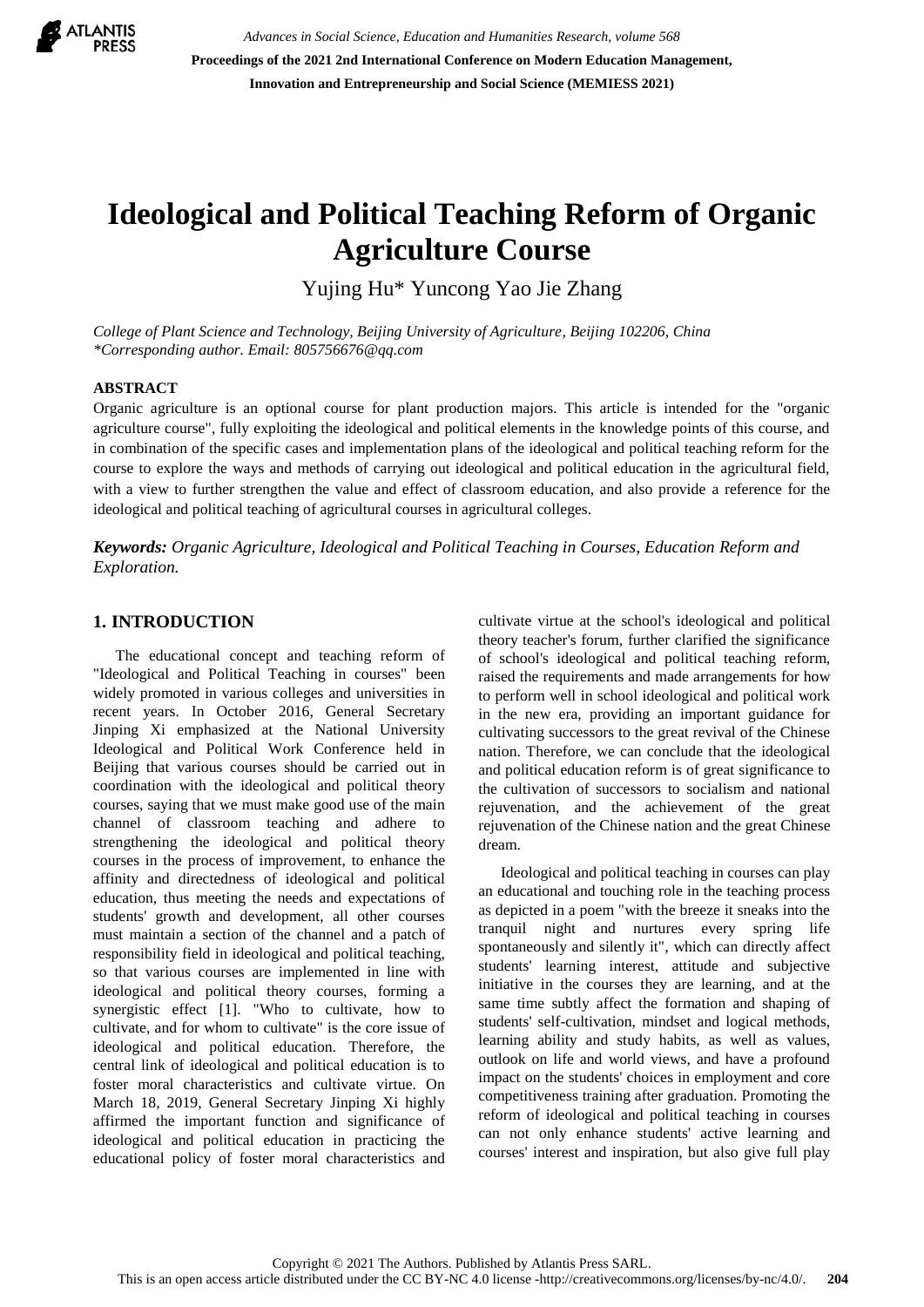# Ideological and Political Teaching Reform of Organic Agriculture Course

Yujing Hu* Yuncong Yao Jie Zhang

*College of Plant Science and Technology, Beijing University of Agriculture, Beijing 102206, China*
*\*Corresponding author. Email: 805756676@qq.com*

## ABSTRACT

Organic agriculture is an optional course for plant production majors. This article is intended for the "organic agriculture course", fully exploiting the ideological and political elements in the knowledge points of this course, and in combination of the specific cases and implementation plans of the ideological and political teaching reform for the course to explore the ways and methods of carrying out ideological and political education in the agricultural field, with a view to further strengthen the value and effect of classroom education, and also provide a reference for the ideological and political teaching of agricultural courses in agricultural colleges.

***Keywords:*** *Organic Agriculture, Ideological and Political Teaching in Courses, Education Reform and Exploration.*

## 1. INTRODUCTION

The educational concept and teaching reform of "Ideological and Political Teaching in courses" been widely promoted in various colleges and universities in recent years. In October 2016, General Secretary Jinping Xi emphasized at the National University Ideological and Political Work Conference held in Beijing that various courses should be carried out in coordination with the ideological and political theory courses, saying that we must make good use of the main channel of classroom teaching and adhere to strengthening the ideological and political theory courses in the process of improvement, to enhance the affinity and directedness of ideological and political education, thus meeting the needs and expectations of students' growth and development, all other courses must maintain a section of the channel and a patch of responsibility field in ideological and political teaching, so that various courses are implemented in line with ideological and political theory courses, forming a synergistic effect [1]. "Who to cultivate, how to cultivate, and for whom to cultivate" is the core issue of ideological and political education. Therefore, the central link of ideological and political education is to foster moral characteristics and cultivate virtue. On March 18, 2019, General Secretary Jinping Xi highly affirmed the important function and significance of ideological and political education in practicing the educational policy of foster moral characteristics and cultivate virtue at the school's ideological and political theory teacher's forum, further clarified the significance of school's ideological and political teaching reform, raised the requirements and made arrangements for how to perform well in school ideological and political work in the new era, providing an important guidance for cultivating successors to the great revival of the Chinese nation. Therefore, we can conclude that the ideological and political education reform is of great significance to the cultivation of successors to socialism and national rejuvenation, and the achievement of the great rejuvenation of the Chinese nation and the great Chinese dream.

Ideological and political teaching in courses can play an educational and touching role in the teaching process as depicted in a poem "with the breeze it sneaks into the tranquil night and nurtures every spring life spontaneously and silently it", which can directly affect students' learning interest, attitude and subjective initiative in the courses they are learning, and at the same time subtly affect the formation and shaping of students' self-cultivation, mindset and logical methods, learning ability and study habits, as well as values, outlook on life and world views, and have a profound impact on the students' choices in employment and core competitiveness training after graduation. Promoting the reform of ideological and political teaching in courses can not only enhance students' active learning and courses' interest and inspiration, but also give full play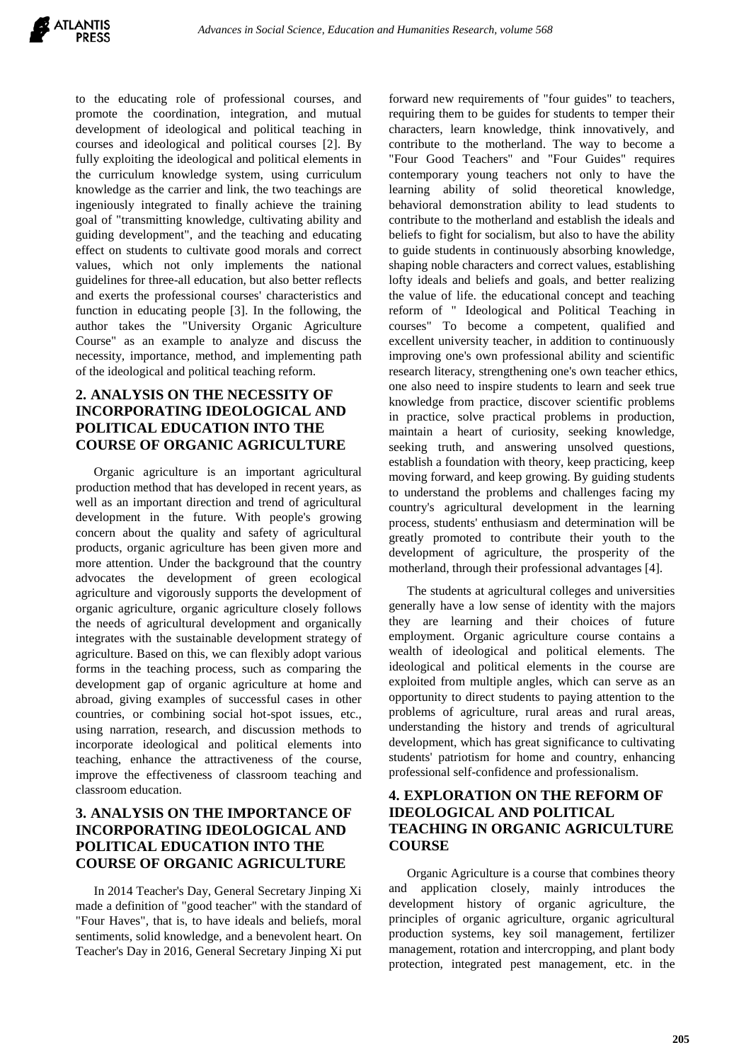to the educating role of professional courses, and promote the coordination, integration, and mutual development of ideological and political teaching in courses and ideological and political courses [2]. By fully exploiting the ideological and political elements in the curriculum knowledge system, using curriculum knowledge as the carrier and link, the two teachings are ingeniously integrated to finally achieve the training goal of "transmitting knowledge, cultivating ability and guiding development", and the teaching and educating effect on students to cultivate good morals and correct values, which not only implements the national guidelines for three-all education, but also better reflects and exerts the professional courses' characteristics and function in educating people [3]. In the following, the author takes the "University Organic Agriculture Course" as an example to analyze and discuss the necessity, importance, method, and implementing path of the ideological and political teaching reform.

## 2. ANALYSIS ON THE NECESSITY OF INCORPORATING IDEOLOGICAL AND POLITICAL EDUCATION INTO THE COURSE OF ORGANIC AGRICULTURE

Organic agriculture is an important agricultural production method that has developed in recent years, as well as an important direction and trend of agricultural development in the future. With people's growing concern about the quality and safety of agricultural products, organic agriculture has been given more and more attention. Under the background that the country advocates the development of green ecological agriculture and vigorously supports the development of organic agriculture, organic agriculture closely follows the needs of agricultural development and organically integrates with the sustainable development strategy of agriculture. Based on this, we can flexibly adopt various forms in the teaching process, such as comparing the development gap of organic agriculture at home and abroad, giving examples of successful cases in other countries, or combining social hot-spot issues, etc., using narration, research, and discussion methods to incorporate ideological and political elements into teaching, enhance the attractiveness of the course, improve the effectiveness of classroom teaching and classroom education.

## 3. ANALYSIS ON THE IMPORTANCE OF INCORPORATING IDEOLOGICAL AND POLITICAL EDUCATION INTO THE COURSE OF ORGANIC AGRICULTURE

In 2014 Teacher's Day, General Secretary Jinping Xi made a definition of "good teacher" with the standard of "Four Haves", that is, to have ideals and beliefs, moral sentiments, solid knowledge, and a benevolent heart. On Teacher's Day in 2016, General Secretary Jinping Xi put forward new requirements of "four guides" to teachers, requiring them to be guides for students to temper their characters, learn knowledge, think innovatively, and contribute to the motherland. The way to become a "Four Good Teachers" and "Four Guides" requires contemporary young teachers not only to have the learning ability of solid theoretical knowledge, behavioral demonstration ability to lead students to contribute to the motherland and establish the ideals and beliefs to fight for socialism, but also to have the ability to guide students in continuously absorbing knowledge, shaping noble characters and correct values, establishing lofty ideals and beliefs and goals, and better realizing the value of life. the educational concept and teaching reform of " Ideological and Political Teaching in courses" To become a competent, qualified and excellent university teacher, in addition to continuously improving one's own professional ability and scientific research literacy, strengthening one's own teacher ethics, one also need to inspire students to learn and seek true knowledge from practice, discover scientific problems in practice, solve practical problems in production, maintain a heart of curiosity, seeking knowledge, seeking truth, and answering unsolved questions, establish a foundation with theory, keep practicing, keep moving forward, and keep growing. By guiding students to understand the problems and challenges facing my country's agricultural development in the learning process, students' enthusiasm and determination will be greatly promoted to contribute their youth to the development of agriculture, the prosperity of the motherland, through their professional advantages [4].

The students at agricultural colleges and universities generally have a low sense of identity with the majors they are learning and their choices of future employment. Organic agriculture course contains a wealth of ideological and political elements. The ideological and political elements in the course are exploited from multiple angles, which can serve as an opportunity to direct students to paying attention to the problems of agriculture, rural areas and rural areas, understanding the history and trends of agricultural development, which has great significance to cultivating students' patriotism for home and country, enhancing professional self-confidence and professionalism.

## 4. EXPLORATION ON THE REFORM OF IDEOLOGICAL AND POLITICAL TEACHING IN ORGANIC AGRICULTURE COURSE

Organic Agriculture is a course that combines theory and application closely, mainly introduces the development history of organic agriculture, the principles of organic agriculture, organic agricultural production systems, key soil management, fertilizer management, rotation and intercropping, and plant body protection, integrated pest management, etc. in the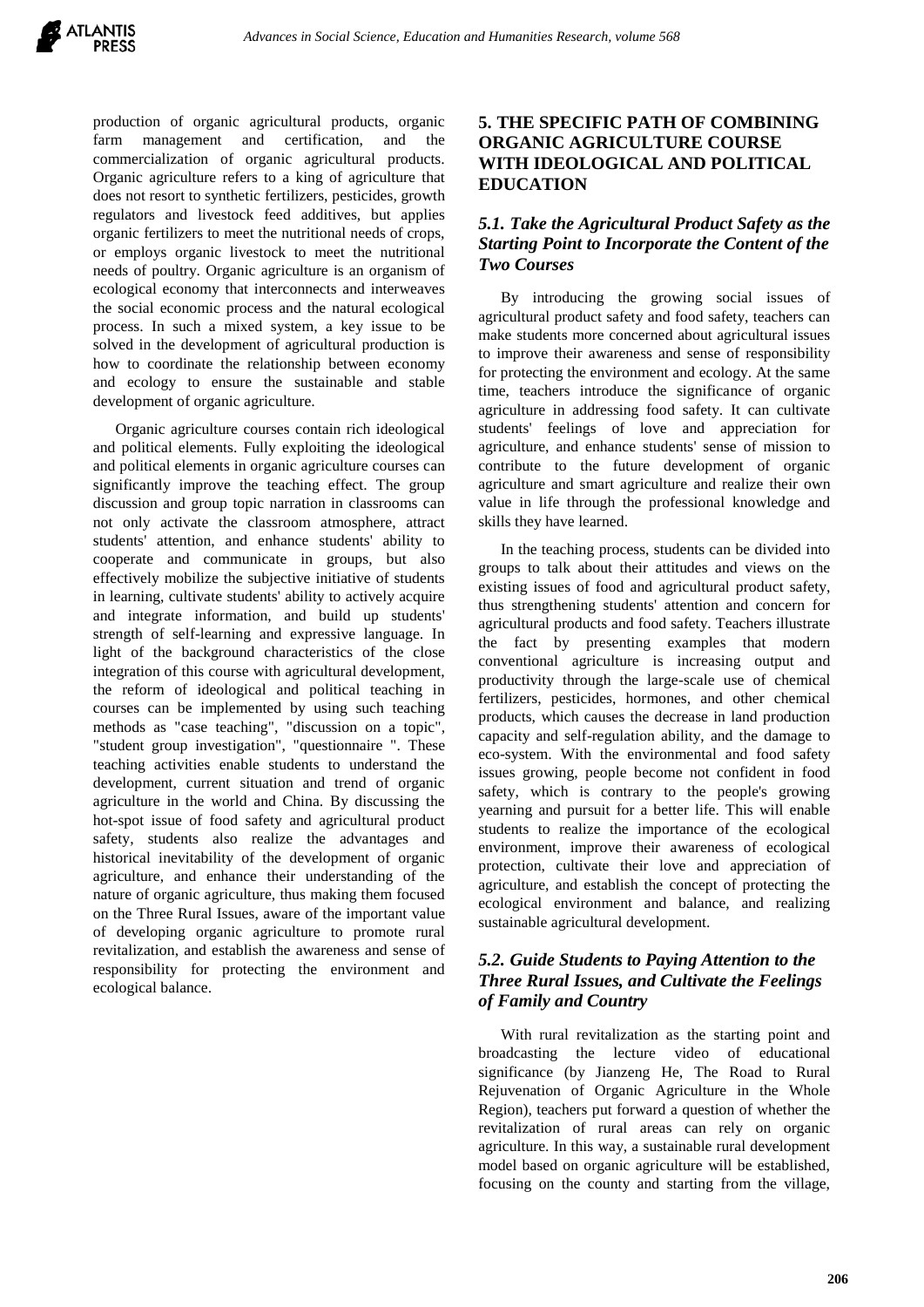production of organic agricultural products, organic farm management and certification, and the commercialization of organic agricultural products. Organic agriculture refers to a king of agriculture that does not resort to synthetic fertilizers, pesticides, growth regulators and livestock feed additives, but applies organic fertilizers to meet the nutritional needs of crops, or employs organic livestock to meet the nutritional needs of poultry. Organic agriculture is an organism of ecological economy that interconnects and interweaves the social economic process and the natural ecological process. In such a mixed system, a key issue to be solved in the development of agricultural production is how to coordinate the relationship between economy and ecology to ensure the sustainable and stable development of organic agriculture.

Organic agriculture courses contain rich ideological and political elements. Fully exploiting the ideological and political elements in organic agriculture courses can significantly improve the teaching effect. The group discussion and group topic narration in classrooms can not only activate the classroom atmosphere, attract students' attention, and enhance students' ability to cooperate and communicate in groups, but also effectively mobilize the subjective initiative of students in learning, cultivate students' ability to actively acquire and integrate information, and build up students' strength of self-learning and expressive language. In light of the background characteristics of the close integration of this course with agricultural development, the reform of ideological and political teaching in courses can be implemented by using such teaching methods as "case teaching", "discussion on a topic", "student group investigation", "questionnaire ". These teaching activities enable students to understand the development, current situation and trend of organic agriculture in the world and China. By discussing the hot-spot issue of food safety and agricultural product safety, students also realize the advantages and historical inevitability of the development of organic agriculture, and enhance their understanding of the nature of organic agriculture, thus making them focused on the Three Rural Issues, aware of the important value of developing organic agriculture to promote rural revitalization, and establish the awareness and sense of responsibility for protecting the environment and ecological balance.

## 5. THE SPECIFIC PATH OF COMBINING ORGANIC AGRICULTURE COURSE WITH IDEOLOGICAL AND POLITICAL EDUCATION

### *5.1. Take the Agricultural Product Safety as the Starting Point to Incorporate the Content of the Two Courses*

By introducing the growing social issues of agricultural product safety and food safety, teachers can make students more concerned about agricultural issues to improve their awareness and sense of responsibility for protecting the environment and ecology. At the same time, teachers introduce the significance of organic agriculture in addressing food safety. It can cultivate students' feelings of love and appreciation for agriculture, and enhance students' sense of mission to contribute to the future development of organic agriculture and smart agriculture and realize their own value in life through the professional knowledge and skills they have learned.

In the teaching process, students can be divided into groups to talk about their attitudes and views on the existing issues of food and agricultural product safety, thus strengthening students' attention and concern for agricultural products and food safety. Teachers illustrate the fact by presenting examples that modern conventional agriculture is increasing output and productivity through the large-scale use of chemical fertilizers, pesticides, hormones, and other chemical products, which causes the decrease in land production capacity and self-regulation ability, and the damage to eco-system. With the environmental and food safety issues growing, people become not confident in food safety, which is contrary to the people's growing yearning and pursuit for a better life. This will enable students to realize the importance of the ecological environment, improve their awareness of ecological protection, cultivate their love and appreciation of agriculture, and establish the concept of protecting the ecological environment and balance, and realizing sustainable agricultural development.

### *5.2. Guide Students to Paying Attention to the Three Rural Issues, and Cultivate the Feelings of Family and Country*

With rural revitalization as the starting point and broadcasting the lecture video of educational significance (by Jianzeng He, The Road to Rural Rejuvenation of Organic Agriculture in the Whole Region), teachers put forward a question of whether the revitalization of rural areas can rely on organic agriculture. In this way, a sustainable rural development model based on organic agriculture will be established, focusing on the county and starting from the village,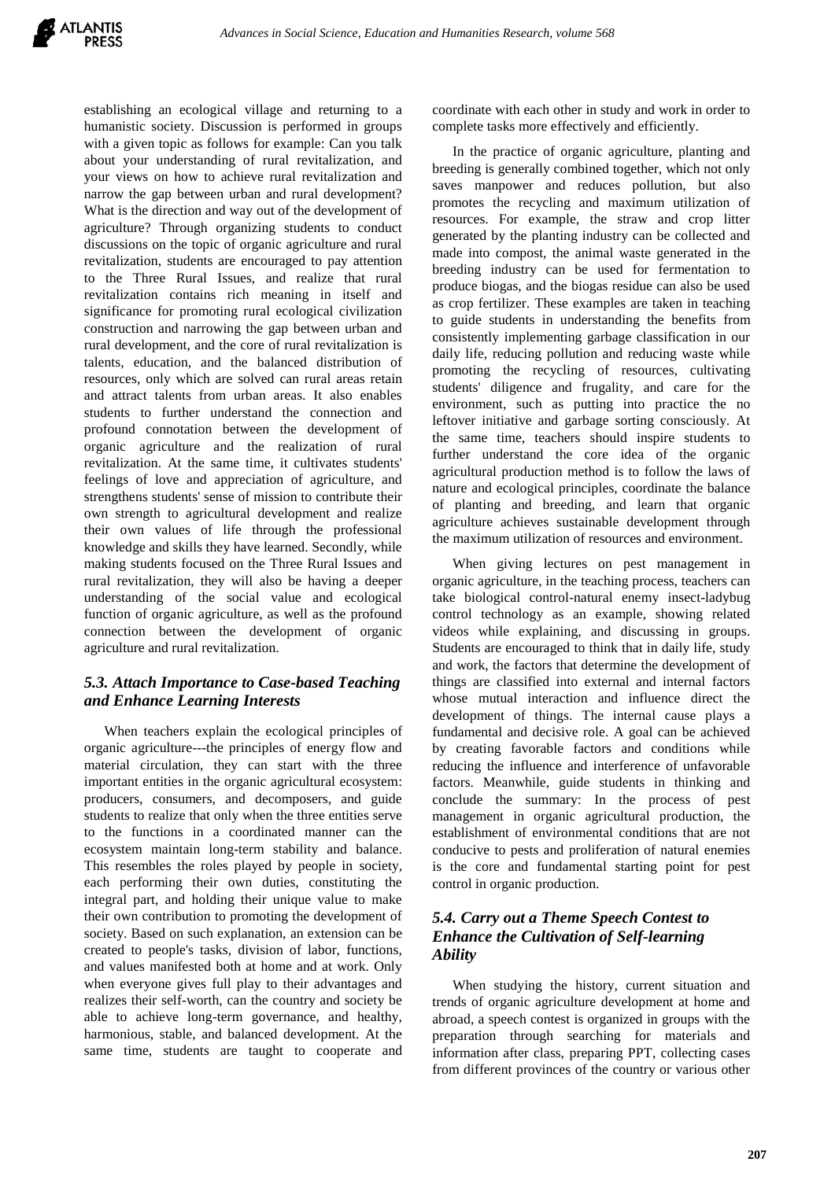establishing an ecological village and returning to a humanistic society. Discussion is performed in groups with a given topic as follows for example: Can you talk about your understanding of rural revitalization, and your views on how to achieve rural revitalization and narrow the gap between urban and rural development? What is the direction and way out of the development of agriculture? Through organizing students to conduct discussions on the topic of organic agriculture and rural revitalization, students are encouraged to pay attention to the Three Rural Issues, and realize that rural revitalization contains rich meaning in itself and significance for promoting rural ecological civilization construction and narrowing the gap between urban and rural development, and the core of rural revitalization is talents, education, and the balanced distribution of resources, only which are solved can rural areas retain and attract talents from urban areas. It also enables students to further understand the connection and profound connotation between the development of organic agriculture and the realization of rural revitalization. At the same time, it cultivates students' feelings of love and appreciation of agriculture, and strengthens students' sense of mission to contribute their own strength to agricultural development and realize their own values of life through the professional knowledge and skills they have learned. Secondly, while making students focused on the Three Rural Issues and rural revitalization, they will also be having a deeper understanding of the social value and ecological function of organic agriculture, as well as the profound connection between the development of organic agriculture and rural revitalization.

### *5.3. Attach Importance to Case-based Teaching and Enhance Learning Interests*

When teachers explain the ecological principles of organic agriculture---the principles of energy flow and material circulation, they can start with the three important entities in the organic agricultural ecosystem: producers, consumers, and decomposers, and guide students to realize that only when the three entities serve to the functions in a coordinated manner can the ecosystem maintain long-term stability and balance. This resembles the roles played by people in society, each performing their own duties, constituting the integral part, and holding their unique value to make their own contribution to promoting the development of society. Based on such explanation, an extension can be created to people's tasks, division of labor, functions, and values manifested both at home and at work. Only when everyone gives full play to their advantages and realizes their self-worth, can the country and society be able to achieve long-term governance, and healthy, harmonious, stable, and balanced development. At the same time, students are taught to cooperate and coordinate with each other in study and work in order to complete tasks more effectively and efficiently.

In the practice of organic agriculture, planting and breeding is generally combined together, which not only saves manpower and reduces pollution, but also promotes the recycling and maximum utilization of resources. For example, the straw and crop litter generated by the planting industry can be collected and made into compost, the animal waste generated in the breeding industry can be used for fermentation to produce biogas, and the biogas residue can also be used as crop fertilizer. These examples are taken in teaching to guide students in understanding the benefits from consistently implementing garbage classification in our daily life, reducing pollution and reducing waste while promoting the recycling of resources, cultivating students' diligence and frugality, and care for the environment, such as putting into practice the no leftover initiative and garbage sorting consciously. At the same time, teachers should inspire students to further understand the core idea of the organic agricultural production method is to follow the laws of nature and ecological principles, coordinate the balance of planting and breeding, and learn that organic agriculture achieves sustainable development through the maximum utilization of resources and environment.

When giving lectures on pest management in organic agriculture, in the teaching process, teachers can take biological control-natural enemy insect-ladybug control technology as an example, showing related videos while explaining, and discussing in groups. Students are encouraged to think that in daily life, study and work, the factors that determine the development of things are classified into external and internal factors whose mutual interaction and influence direct the development of things. The internal cause plays a fundamental and decisive role. A goal can be achieved by creating favorable factors and conditions while reducing the influence and interference of unfavorable factors. Meanwhile, guide students in thinking and conclude the summary: In the process of pest management in organic agricultural production, the establishment of environmental conditions that are not conducive to pests and proliferation of natural enemies is the core and fundamental starting point for pest control in organic production.

### *5.4. Carry out a Theme Speech Contest to Enhance the Cultivation of Self-learning Ability*

When studying the history, current situation and trends of organic agriculture development at home and abroad, a speech contest is organized in groups with the preparation through searching for materials and information after class, preparing PPT, collecting cases from different provinces of the country or various other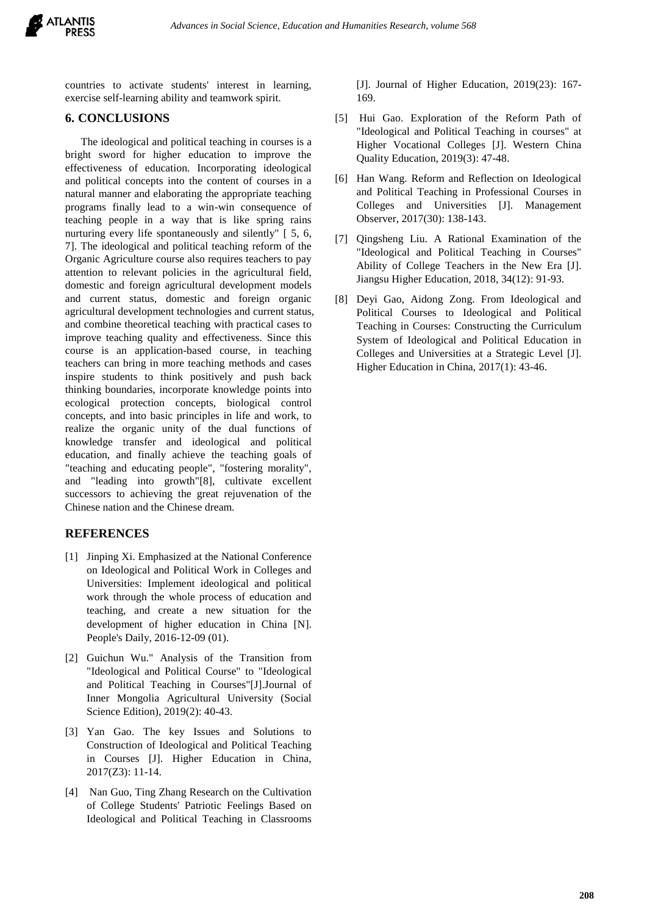countries to activate students' interest in learning, exercise self-learning ability and teamwork spirit.

## 6. CONCLUSIONS

The ideological and political teaching in courses is a bright sword for higher education to improve the effectiveness of education. Incorporating ideological and political concepts into the content of courses in a natural manner and elaborating the appropriate teaching programs finally lead to a win-win consequence of teaching people in a way that is like spring rains nurturing every life spontaneously and silently" [ 5, 6, 7]. The ideological and political teaching reform of the Organic Agriculture course also requires teachers to pay attention to relevant policies in the agricultural field, domestic and foreign agricultural development models and current status, domestic and foreign organic agricultural development technologies and current status, and combine theoretical teaching with practical cases to improve teaching quality and effectiveness. Since this course is an application-based course, in teaching teachers can bring in more teaching methods and cases inspire students to think positively and push back thinking boundaries, incorporate knowledge points into ecological protection concepts, biological control concepts, and into basic principles in life and work, to realize the organic unity of the dual functions of knowledge transfer and ideological and political education, and finally achieve the teaching goals of "teaching and educating people", "fostering morality", and "leading into growth"[8], cultivate excellent successors to achieving the great rejuvenation of the Chinese nation and the Chinese dream.

## REFERENCES

[1] Jinping Xi. Emphasized at the National Conference on Ideological and Political Work in Colleges and Universities: Implement ideological and political work through the whole process of education and teaching, and create a new situation for the development of higher education in China [N]. People's Daily, 2016-12-09 (01).

[2] Guichun Wu." Analysis of the Transition from "Ideological and Political Course" to "Ideological and Political Teaching in Courses"[J].Journal of Inner Mongolia Agricultural University (Social Science Edition), 2019(2): 40-43.

[3] Yan Gao. The key Issues and Solutions to Construction of Ideological and Political Teaching in Courses [J]. Higher Education in China, 2017(Z3): 11-14.

[4] Nan Guo, Ting Zhang Research on the Cultivation of College Students' Patriotic Feelings Based on Ideological and Political Teaching in Classrooms [J]. Journal of Higher Education, 2019(23): 167-169.

[5] Hui Gao. Exploration of the Reform Path of "Ideological and Political Teaching in courses" at Higher Vocational Colleges [J]. Western China Quality Education, 2019(3): 47-48.

[6] Han Wang. Reform and Reflection on Ideological and Political Teaching in Professional Courses in Colleges and Universities [J]. Management Observer, 2017(30): 138-143.

[7] Qingsheng Liu. A Rational Examination of the "Ideological and Political Teaching in Courses" Ability of College Teachers in the New Era [J]. Jiangsu Higher Education, 2018, 34(12): 91-93.

[8] Deyi Gao, Aidong Zong. From Ideological and Political Courses to Ideological and Political Teaching in Courses: Constructing the Curriculum System of Ideological and Political Education in Colleges and Universities at a Strategic Level [J]. Higher Education in China, 2017(1): 43-46.